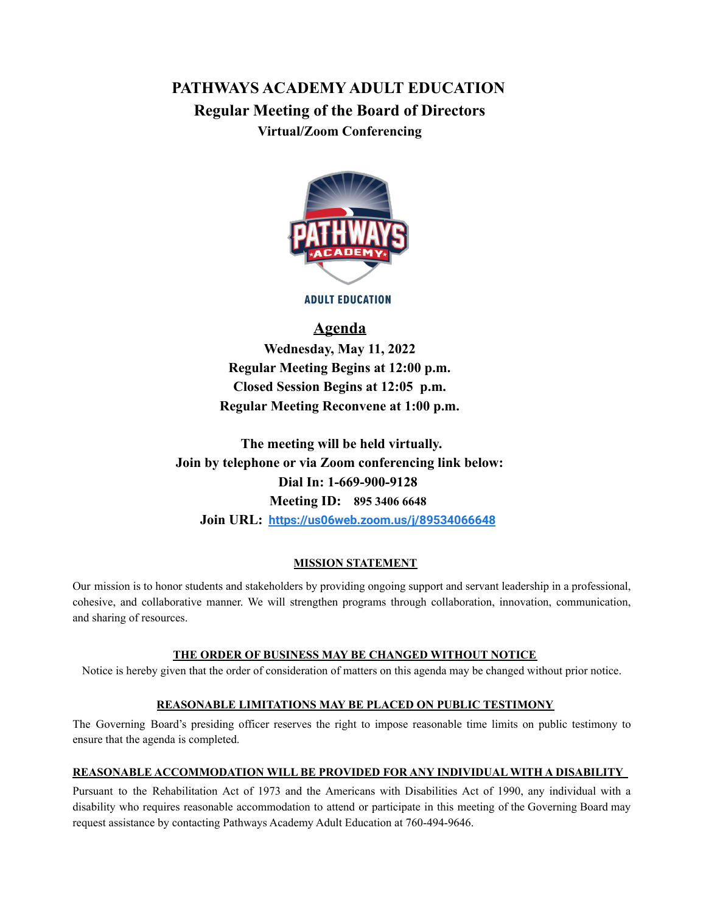# PATHWAYS ACADEMY ADULT EDUCATION

## Regular Meeting of the Board of Directors

### Virtual/Zoom Conferencing

ADULT EDUCATION

## Agenda

**Wednesday, May 11, 2022**

**Regular Meeting Begins at 12:00 p.m.**

**Closed Session Begins at 12:05 p.m.**

**Regular Meeting Reconvene at 1:00 p.m.**

**The meeting will be held virtually.**

**Join by telephone or via Zoom conferencing link below:**

**Dial In: 1-669-900-9128**

**Meeting ID: 895 3406 6648**

**Join URL: https://us06web.zoom.us/j/89534066648**

**MISSION STATEMENT**

Our mission is to honor students and stakeholders by providing ongoing support and servant leadership in a professional, cohesive, and collaborative manner. We will strengthen programs through collaboration, innovation, communication, and sharing of resources.

**THE ORDER OF BUSINESS MAY BE CHANGED WITHOUT NOTICE**

Notice is hereby given that the order of consideration of matters on this agenda may be changed without prior notice.

**REASONABLE LIMITATIONS MAY BE PLACED ON PUBLIC TESTIMONY**

The Governing Board's presiding officer reserves the right to impose reasonable time limits on public testimony to ensure that the agenda is completed.

**REASONABLE ACCOMMODATION WILL BE PROVIDED FOR ANY INDIVIDUAL WITH A DISABILITY**

Pursuant to the Rehabilitation Act of 1973 and the Americans with Disabilities Act of 1990, any individual with a disability who requires reasonable accommodation to attend or participate in this meeting of the Governing Board may request assistance by contacting Pathways Academy Adult Education at 760-494-9646.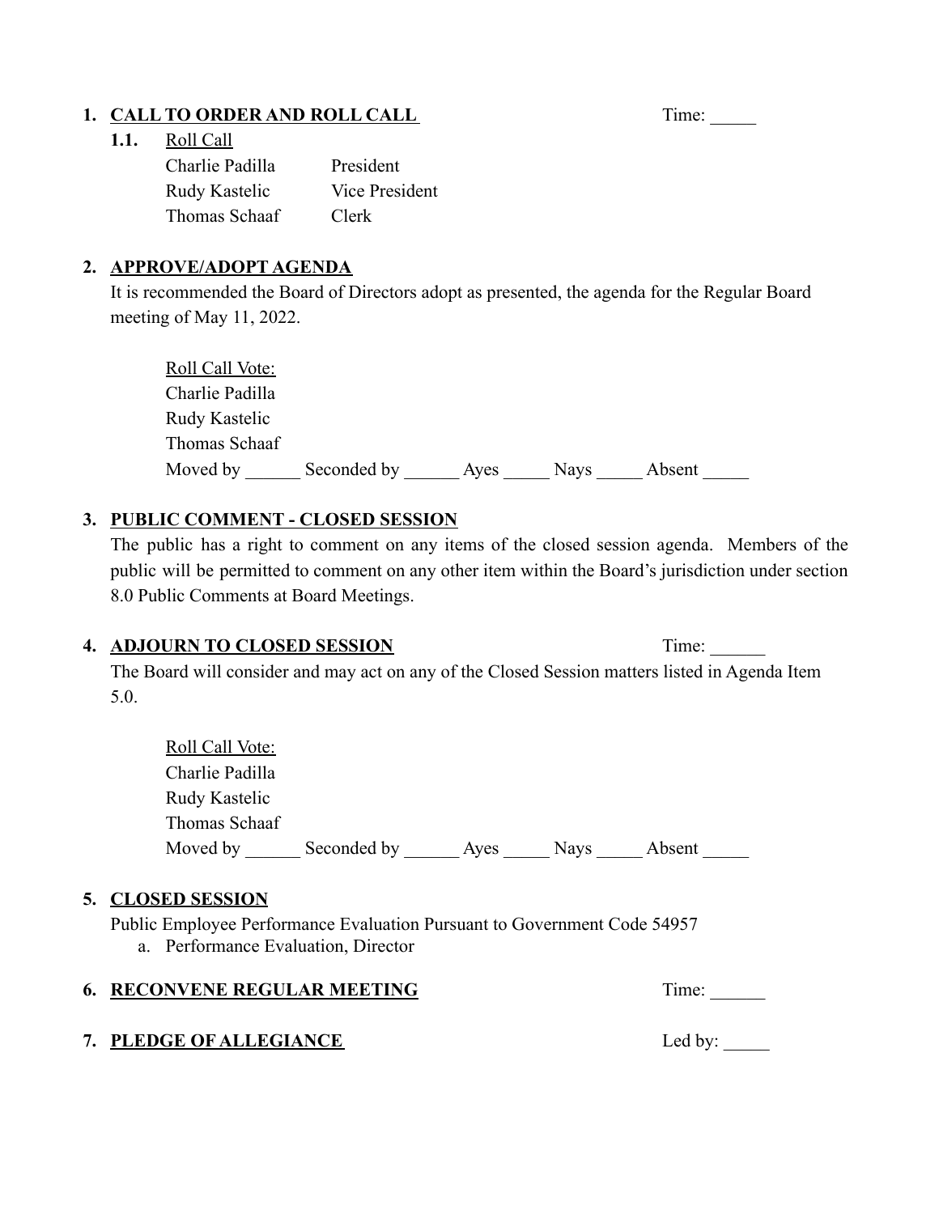1. **CALL TO ORDER AND ROLL CALL** Time: _____

   **1.1.** Roll Call

   Charlie Padilla President
   Rudy Kastelic Vice President
   Thomas Schaaf Clerk

2. **APPROVE/ADOPT AGENDA**

   It is recommended the Board of Directors adopt as presented, the agenda for the Regular Board meeting of May 11, 2022.

   Roll Call Vote:
   Charlie Padilla
   Rudy Kastelic
   Thomas Schaaf
   Moved by ______ Seconded by ______ Ayes _____ Nays _____ Absent _____

3. **PUBLIC COMMENT - CLOSED SESSION**

   The public has a right to comment on any items of the closed session agenda. Members of the public will be permitted to comment on any other item within the Board's jurisdiction under section 8.0 Public Comments at Board Meetings.

4. **ADJOURN TO CLOSED SESSION** Time: ______

   The Board will consider and may act on any of the Closed Session matters listed in Agenda Item 5.0.

   Roll Call Vote:
   Charlie Padilla
   Rudy Kastelic
   Thomas Schaaf
   Moved by ______ Seconded by ______ Ayes _____ Nays _____ Absent _____

5. **CLOSED SESSION**

   Public Employee Performance Evaluation Pursuant to Government Code 54957
   a. Performance Evaluation, Director

6. **RECONVENE REGULAR MEETING** Time: ______

7. **PLEDGE OF ALLEGIANCE** Led by: _____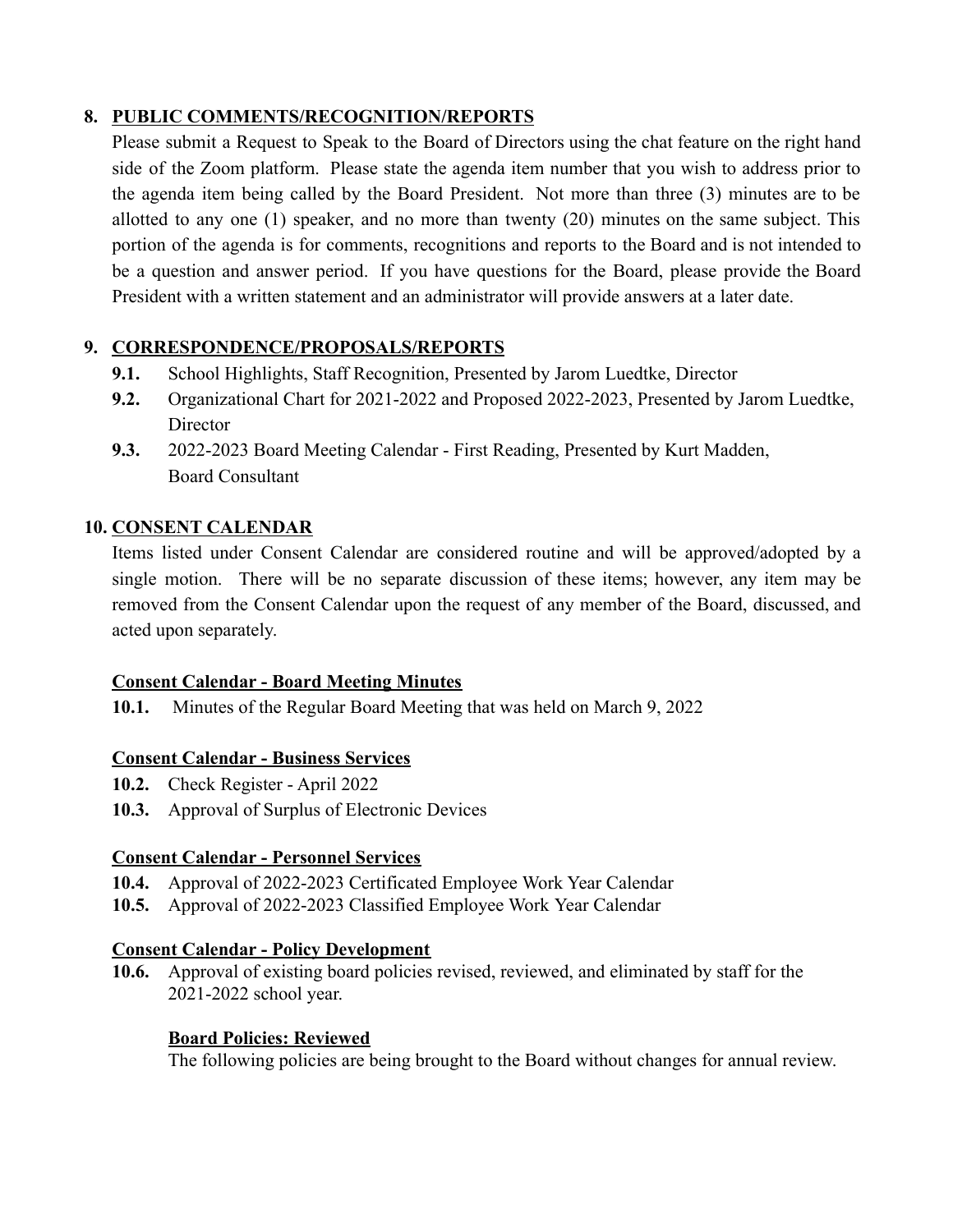## 8. PUBLIC COMMENTS/RECOGNITION/REPORTS

Please submit a Request to Speak to the Board of Directors using the chat feature on the right hand side of the Zoom platform. Please state the agenda item number that you wish to address prior to the agenda item being called by the Board President. Not more than three (3) minutes are to be allotted to any one (1) speaker, and no more than twenty (20) minutes on the same subject. This portion of the agenda is for comments, recognitions and reports to the Board and is not intended to be a question and answer period. If you have questions for the Board, please provide the Board President with a written statement and an administrator will provide answers at a later date.

## 9. CORRESPONDENCE/PROPOSALS/REPORTS

**9.1.** School Highlights, Staff Recognition, Presented by Jarom Luedtke, Director

**9.2.** Organizational Chart for 2021-2022 and Proposed 2022-2023, Presented by Jarom Luedtke, Director

**9.3.** 2022-2023 Board Meeting Calendar - First Reading, Presented by Kurt Madden, Board Consultant

## 10. CONSENT CALENDAR

Items listed under Consent Calendar are considered routine and will be approved/adopted by a single motion. There will be no separate discussion of these items; however, any item may be removed from the Consent Calendar upon the request of any member of the Board, discussed, and acted upon separately.

### Consent Calendar - Board Meeting Minutes

**10.1.** Minutes of the Regular Board Meeting that was held on March 9, 2022

### Consent Calendar - Business Services

**10.2.** Check Register - April 2022

**10.3.** Approval of Surplus of Electronic Devices

### Consent Calendar - Personnel Services

**10.4.** Approval of 2022-2023 Certificated Employee Work Year Calendar

**10.5.** Approval of 2022-2023 Classified Employee Work Year Calendar

### Consent Calendar - Policy Development

**10.6.** Approval of existing board policies revised, reviewed, and eliminated by staff for the 2021-2022 school year.

#### Board Policies: Reviewed

The following policies are being brought to the Board without changes for annual review.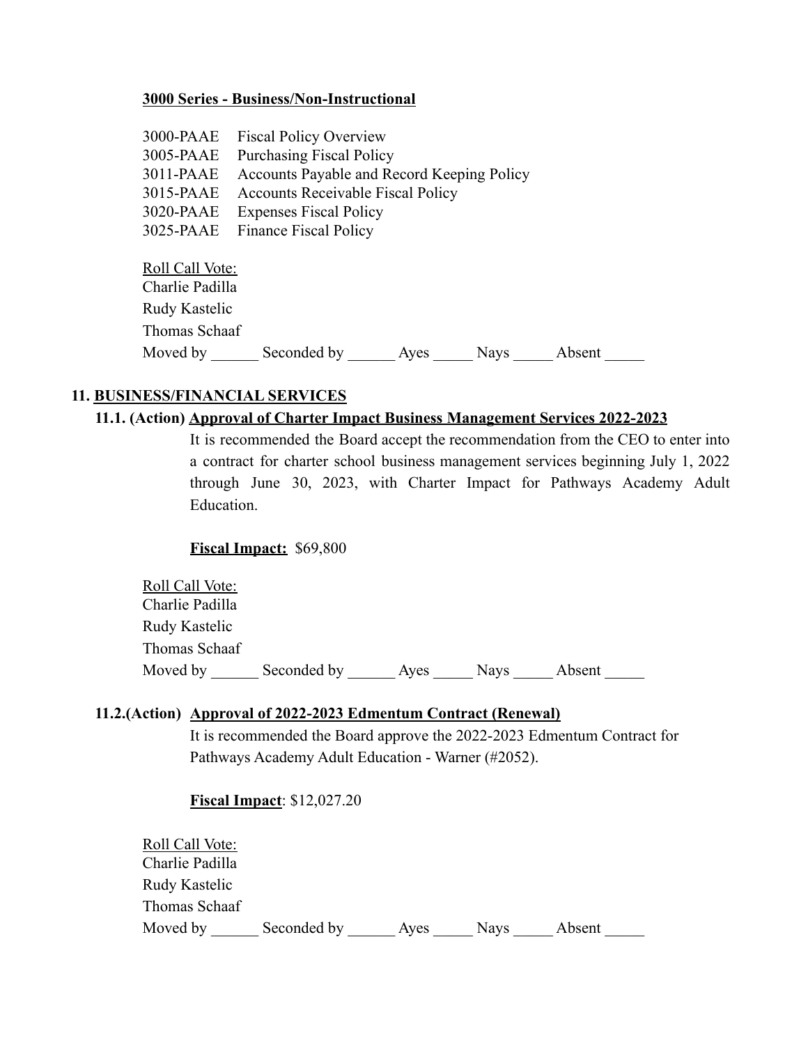**3000 Series - Business/Non-Instructional**

3000-PAAE Fiscal Policy Overview
3005-PAAE Purchasing Fiscal Policy
3011-PAAE Accounts Payable and Record Keeping Policy
3015-PAAE Accounts Receivable Fiscal Policy
3020-PAAE Expenses Fiscal Policy
3025-PAAE Finance Fiscal Policy

Roll Call Vote:
Charlie Padilla
Rudy Kastelic
Thomas Schaaf
Moved by ______ Seconded by ______ Ayes _____ Nays _____ Absent _____

## 11. BUSINESS/FINANCIAL SERVICES

### 11.1. (Action) Approval of Charter Impact Business Management Services 2022-2023

It is recommended the Board accept the recommendation from the CEO to enter into a contract for charter school business management services beginning July 1, 2022 through June 30, 2023, with Charter Impact for Pathways Academy Adult Education.

**Fiscal Impact:** $69,800

Roll Call Vote:
Charlie Padilla
Rudy Kastelic
Thomas Schaaf
Moved by ______ Seconded by ______ Ayes _____ Nays _____ Absent _____

### 11.2.(Action) Approval of 2022-2023 Edmentum Contract (Renewal)

It is recommended the Board approve the 2022-2023 Edmentum Contract for Pathways Academy Adult Education - Warner (#2052).

**Fiscal Impact**: $12,027.20

Roll Call Vote:
Charlie Padilla
Rudy Kastelic
Thomas Schaaf
Moved by ______ Seconded by ______ Ayes _____ Nays _____ Absent _____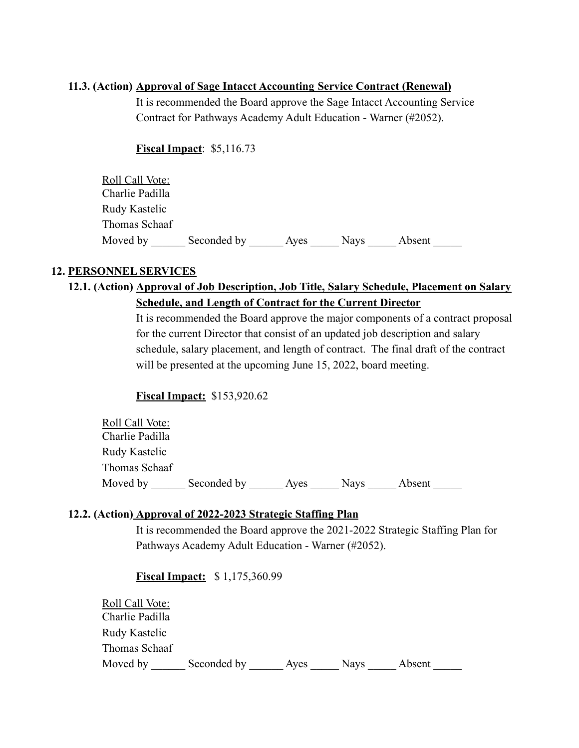**11.3. (Action) Approval of Sage Intacct Accounting Service Contract (Renewal)**

It is recommended the Board approve the Sage Intacct Accounting Service Contract for Pathways Academy Adult Education - Warner (#2052).

**Fiscal Impact**: $5,116.73

Roll Call Vote:
Charlie Padilla
Rudy Kastelic
Thomas Schaaf
Moved by ______ Seconded by ______ Ayes _____ Nays _____ Absent _____

## 12. PERSONNEL SERVICES

**12.1. (Action) Approval of Job Description, Job Title, Salary Schedule, Placement on Salary Schedule, and Length of Contract for the Current Director**

It is recommended the Board approve the major components of a contract proposal for the current Director that consist of an updated job description and salary schedule, salary placement, and length of contract. The final draft of the contract will be presented at the upcoming June 15, 2022, board meeting.

**Fiscal Impact:** $153,920.62

Roll Call Vote:
Charlie Padilla
Rudy Kastelic
Thomas Schaaf
Moved by ______ Seconded by ______ Ayes _____ Nays _____ Absent _____

**12.2. (Action) Approval of 2022-2023 Strategic Staffing Plan**

It is recommended the Board approve the 2021-2022 Strategic Staffing Plan for Pathways Academy Adult Education - Warner (#2052).

**Fiscal Impact:** $ 1,175,360.99

Roll Call Vote:
Charlie Padilla
Rudy Kastelic
Thomas Schaaf
Moved by ______ Seconded by ______ Ayes _____ Nays _____ Absent _____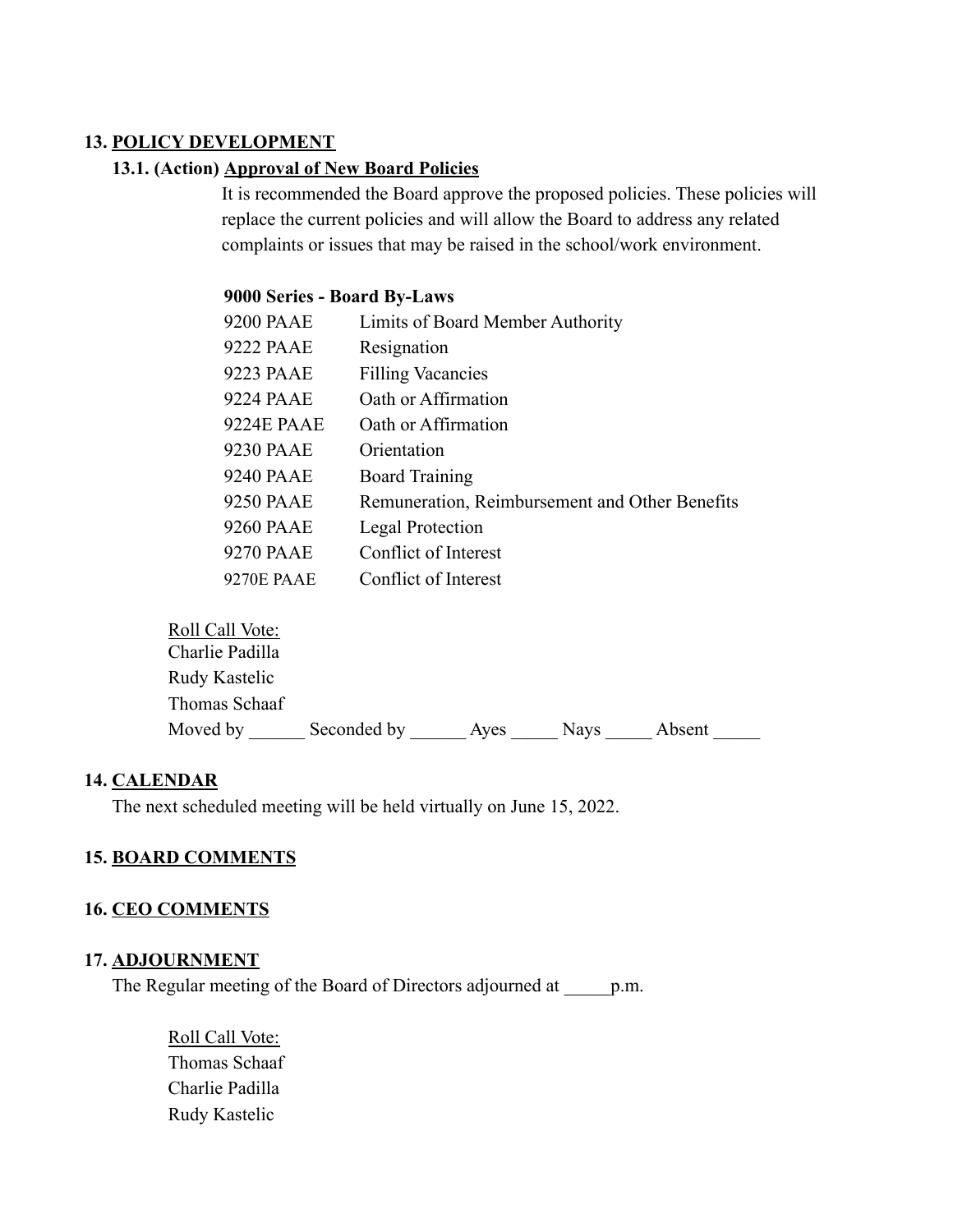## 13. POLICY DEVELOPMENT

### 13.1. (Action) Approval of New Board Policies

It is recommended the Board approve the proposed policies. These policies will replace the current policies and will allow the Board to address any related complaints or issues that may be raised in the school/work environment.

**9000 Series - Board By-Laws**

| | |
|---|---|
| 9200 PAAE | Limits of Board Member Authority |
| 9222 PAAE | Resignation |
| 9223 PAAE | Filling Vacancies |
| 9224 PAAE | Oath or Affirmation |
| 9224E PAAE | Oath or Affirmation |
| 9230 PAAE | Orientation |
| 9240 PAAE | Board Training |
| 9250 PAAE | Remuneration, Reimbursement and Other Benefits |
| 9260 PAAE | Legal Protection |
| 9270 PAAE | Conflict of Interest |
| 9270E PAAE | Conflict of Interest |

Roll Call Vote:
Charlie Padilla
Rudy Kastelic
Thomas Schaaf
Moved by ______ Seconded by ______ Ayes _____ Nays _____ Absent _____

## 14. CALENDAR

The next scheduled meeting will be held virtually on June 15, 2022.

## 15. BOARD COMMENTS

## 16. CEO COMMENTS

## 17. ADJOURNMENT

The Regular meeting of the Board of Directors adjourned at _____p.m.

Roll Call Vote:
Thomas Schaaf
Charlie Padilla
Rudy Kastelic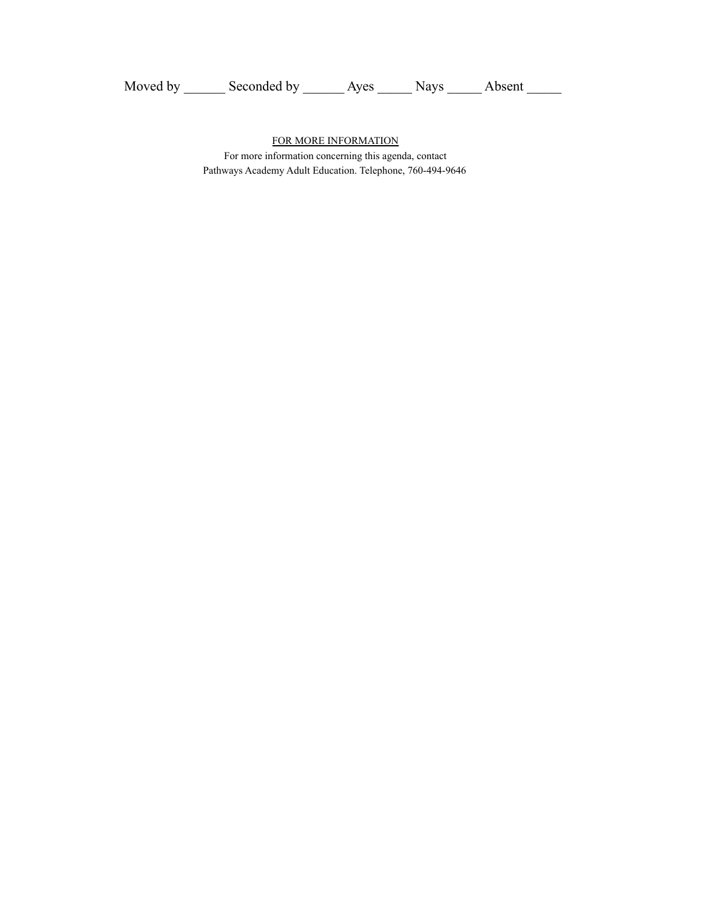Moved by ______ Seconded by ______ Ayes _____ Nays _____ Absent _____

<u>FOR MORE INFORMATION</u>

For more information concerning this agenda, contact
Pathways Academy Adult Education. Telephone, 760-494-9646